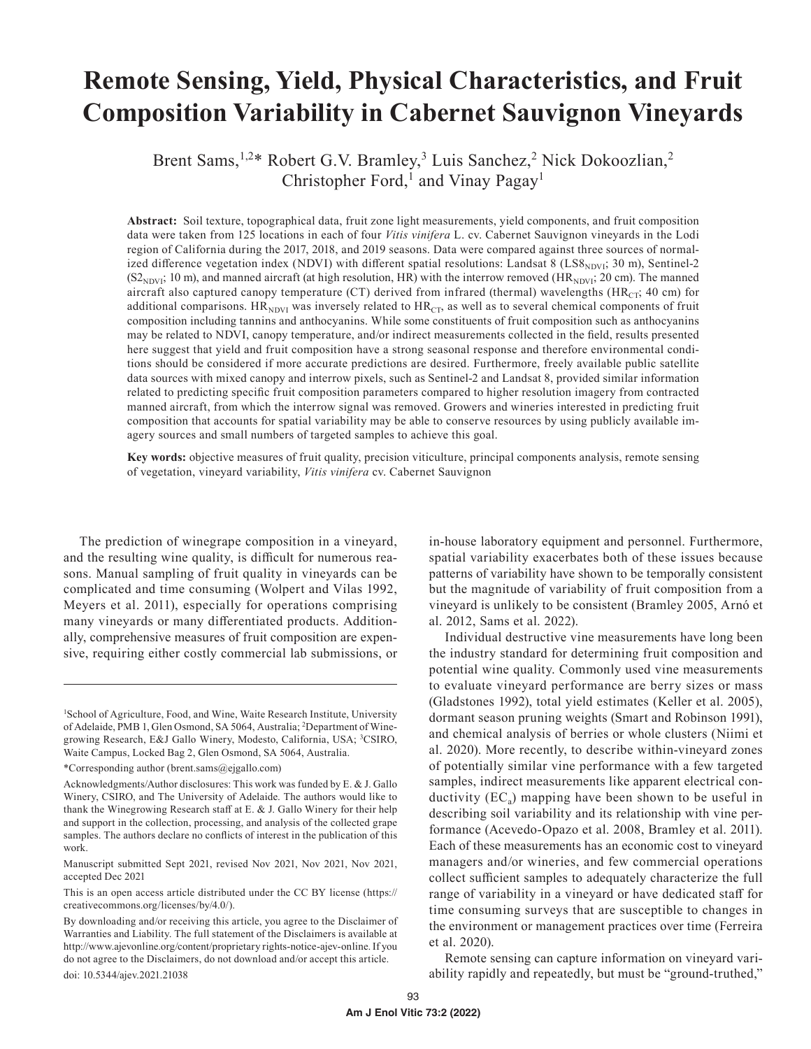# Remote Sensing, Yield, Physical Characteristics, and Fruit Composition Variability in Cabernet Sauvignon Vineyards

Brent Sams,[1,2]* Robert G.V. Bramley,[3] Luis Sanchez,[2] Nick Dokoozlian,[2] Christopher Ford,[1] and Vinay Pagay[1]

**Abstract:** Soil texture, topographical data, fruit zone light measurements, yield components, and fruit composition data were taken from 125 locations in each of four *Vitis vinifera* L. cv. Cabernet Sauvignon vineyards in the Lodi region of California during the 2017, 2018, and 2019 seasons. Data were compared against three sources of normalized difference vegetation index (NDVI) with different spatial resolutions: Landsat 8 ($LS8_{NDVI}$; 30 m), Sentinel-2 ($S2_{NDVI}$; 10 m), and manned aircraft (at high resolution, HR) with the interrow removed ($HR_{NDVI}$; 20 cm). The manned aircraft also captured canopy temperature (CT) derived from infrared (thermal) wavelengths ($HR_{CT}$; 40 cm) for additional comparisons. $HR_{NDVI}$ was inversely related to $HR_{CT}$, as well as to several chemical components of fruit composition including tannins and anthocyanins. While some constituents of fruit composition such as anthocyanins may be related to NDVI, canopy temperature, and/or indirect measurements collected in the field, results presented here suggest that yield and fruit composition have a strong seasonal response and therefore environmental conditions should be considered if more accurate predictions are desired. Furthermore, freely available public satellite data sources with mixed canopy and interrow pixels, such as Sentinel-2 and Landsat 8, provided similar information related to predicting specific fruit composition parameters compared to higher resolution imagery from contracted manned aircraft, from which the interrow signal was removed. Growers and wineries interested in predicting fruit composition that accounts for spatial variability may be able to conserve resources by using publicly available imagery sources and small numbers of targeted samples to achieve this goal.

**Key words:** objective measures of fruit quality, precision viticulture, principal components analysis, remote sensing of vegetation, vineyard variability, *Vitis vinifera* cv. Cabernet Sauvignon

The prediction of winegrape composition in a vineyard, and the resulting wine quality, is difficult for numerous reasons. Manual sampling of fruit quality in vineyards can be complicated and time consuming (Wolpert and Vilas 1992, Meyers et al. 2011), especially for operations comprising many vineyards or many differentiated products. Additionally, comprehensive measures of fruit composition are expensive, requiring either costly commercial lab submissions, or in-house laboratory equipment and personnel. Furthermore, spatial variability exacerbates both of these issues because patterns of variability have shown to be temporally consistent but the magnitude of variability of fruit composition from a vineyard is unlikely to be consistent (Bramley 2005, Arnó et al. 2012, Sams et al. 2022).

Individual destructive vine measurements have long been the industry standard for determining fruit composition and potential wine quality. Commonly used vine measurements to evaluate vineyard performance are berry sizes or mass (Gladstones 1992), total yield estimates (Keller et al. 2005), dormant season pruning weights (Smart and Robinson 1991), and chemical analysis of berries or whole clusters (Niimi et al. 2020). More recently, to describe within-vineyard zones of potentially similar vine performance with a few targeted samples, indirect measurements like apparent electrical conductivity ($EC_a$) mapping have been shown to be useful in describing soil variability and its relationship with vine performance (Acevedo-Opazo et al. 2008, Bramley et al. 2011). Each of these measurements has an economic cost to vineyard managers and/or wineries, and few commercial operations collect sufficient samples to adequately characterize the full range of variability in a vineyard or have dedicated staff for time consuming surveys that are susceptible to changes in the environment or management practices over time (Ferreira et al. 2020).

Remote sensing can capture information on vineyard variability rapidly and repeatedly, but must be "ground-truthed,"

---

[1]School of Agriculture, Food, and Wine, Waite Research Institute, University of Adelaide, PMB 1, Glen Osmond, SA 5064, Australia; [2]Department of Winegrowing Research, E&J Gallo Winery, Modesto, California, USA; [3]CSIRO, Waite Campus, Locked Bag 2, Glen Osmond, SA 5064, Australia.

*Corresponding author (brent.sams@ejgallo.com)

Acknowledgments/Author disclosures: This work was funded by E. & J. Gallo Winery, CSIRO, and The University of Adelaide. The authors would like to thank the Winegrowing Research staff at E. & J. Gallo Winery for their help and support in the collection, processing, and analysis of the collected grape samples. The authors declare no conflicts of interest in the publication of this work.

Manuscript submitted Sept 2021, revised Nov 2021, Nov 2021, Nov 2021, accepted Dec 2021

This is an open access article distributed under the CC BY license (https://creativecommons.org/licenses/by/4.0/).

By downloading and/or receiving this article, you agree to the Disclaimer of Warranties and Liability. The full statement of the Disclaimers is available at http://www.ajevonline.org/content/proprietary-rights-notice-ajev-online. If you do not agree to the Disclaimers, do not download and/or accept this article.

doi: 10.5344/ajev.2021.21038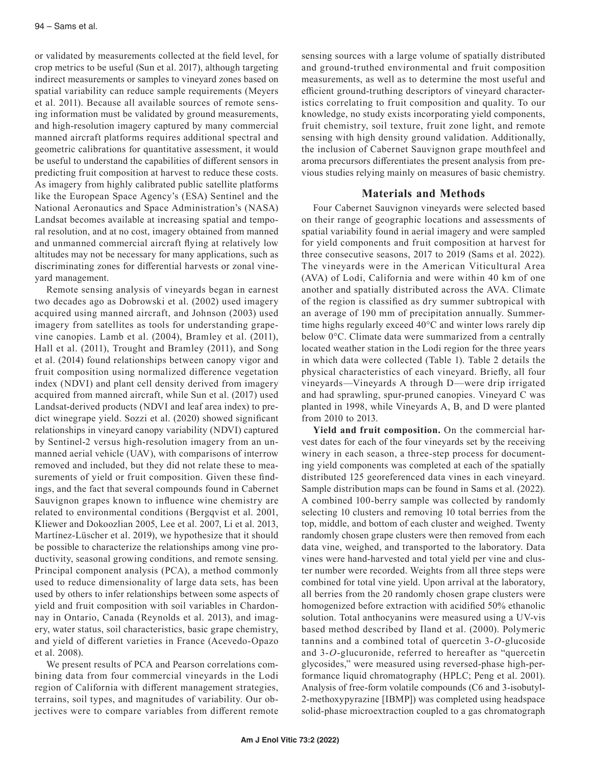or validated by measurements collected at the field level, for crop metrics to be useful (Sun et al. 2017), although targeting indirect measurements or samples to vineyard zones based on spatial variability can reduce sample requirements (Meyers et al. 2011). Because all available sources of remote sensing information must be validated by ground measurements, and high-resolution imagery captured by many commercial manned aircraft platforms requires additional spectral and geometric calibrations for quantitative assessment, it would be useful to understand the capabilities of different sensors in predicting fruit composition at harvest to reduce these costs. As imagery from highly calibrated public satellite platforms like the European Space Agency's (ESA) Sentinel and the National Aeronautics and Space Administration's (NASA) Landsat becomes available at increasing spatial and temporal resolution, and at no cost, imagery obtained from manned and unmanned commercial aircraft flying at relatively low altitudes may not be necessary for many applications, such as discriminating zones for differential harvests or zonal vineyard management.

Remote sensing analysis of vineyards began in earnest two decades ago as Dobrowski et al. (2002) used imagery acquired using manned aircraft, and Johnson (2003) used imagery from satellites as tools for understanding grapevine canopies. Lamb et al. (2004), Bramley et al. (2011), Hall et al. (2011), Trought and Bramley (2011), and Song et al. (2014) found relationships between canopy vigor and fruit composition using normalized difference vegetation index (NDVI) and plant cell density derived from imagery acquired from manned aircraft, while Sun et al. (2017) used Landsat-derived products (NDVI and leaf area index) to predict winegrape yield. Sozzi et al. (2020) showed significant relationships in vineyard canopy variability (NDVI) captured by Sentinel-2 versus high-resolution imagery from an unmanned aerial vehicle (UAV), with comparisons of interrow removed and included, but they did not relate these to measurements of yield or fruit composition. Given these findings, and the fact that several compounds found in Cabernet Sauvignon grapes known to influence wine chemistry are related to environmental conditions (Bergqvist et al. 2001, Kliewer and Dokoozlian 2005, Lee et al. 2007, Li et al. 2013, Martínez-Lüscher et al. 2019), we hypothesize that it should be possible to characterize the relationships among vine productivity, seasonal growing conditions, and remote sensing. Principal component analysis (PCA), a method commonly used to reduce dimensionality of large data sets, has been used by others to infer relationships between some aspects of yield and fruit composition with soil variables in Chardonnay in Ontario, Canada (Reynolds et al. 2013), and imagery, water status, soil characteristics, basic grape chemistry, and yield of different varieties in France (Acevedo-Opazo et al. 2008).

We present results of PCA and Pearson correlations combining data from four commercial vineyards in the Lodi region of California with different management strategies, terrains, soil types, and magnitudes of variability. Our objectives were to compare variables from different remote sensing sources with a large volume of spatially distributed and ground-truthed environmental and fruit composition measurements, as well as to determine the most useful and efficient ground-truthing descriptors of vineyard characteristics correlating to fruit composition and quality. To our knowledge, no study exists incorporating yield components, fruit chemistry, soil texture, fruit zone light, and remote sensing with high density ground validation. Additionally, the inclusion of Cabernet Sauvignon grape mouthfeel and aroma precursors differentiates the present analysis from previous studies relying mainly on measures of basic chemistry.

## Materials and Methods

Four Cabernet Sauvignon vineyards were selected based on their range of geographic locations and assessments of spatial variability found in aerial imagery and were sampled for yield components and fruit composition at harvest for three consecutive seasons, 2017 to 2019 (Sams et al. 2022). The vineyards were in the American Viticultural Area (AVA) of Lodi, California and were within 40 km of one another and spatially distributed across the AVA. Climate of the region is classified as dry summer subtropical with an average of 190 mm of precipitation annually. Summertime highs regularly exceed 40°C and winter lows rarely dip below 0°C. Climate data were summarized from a centrally located weather station in the Lodi region for the three years in which data were collected (Table 1). Table 2 details the physical characteristics of each vineyard. Briefly, all four vineyards—Vineyards A through D—were drip irrigated and had sprawling, spur-pruned canopies. Vineyard C was planted in 1998, while Vineyards A, B, and D were planted from 2010 to 2013.

**Yield and fruit composition.** On the commercial harvest dates for each of the four vineyards set by the receiving winery in each season, a three-step process for documenting yield components was completed at each of the spatially distributed 125 georeferenced data vines in each vineyard. Sample distribution maps can be found in Sams et al. (2022). A combined 100-berry sample was collected by randomly selecting 10 clusters and removing 10 total berries from the top, middle, and bottom of each cluster and weighed. Twenty randomly chosen grape clusters were then removed from each data vine, weighed, and transported to the laboratory. Data vines were hand-harvested and total yield per vine and cluster number were recorded. Weights from all three steps were combined for total vine yield. Upon arrival at the laboratory, all berries from the 20 randomly chosen grape clusters were homogenized before extraction with acidified 50% ethanolic solution. Total anthocyanins were measured using a UV-vis based method described by Iland et al. (2000). Polymeric tannins and a combined total of quercetin 3-*O*-glucoside and 3-*O*-glucuronide, referred to hereafter as "quercetin glycosides," were measured using reversed-phase high-performance liquid chromatography (HPLC; Peng et al. 2001). Analysis of free-form volatile compounds (C6 and 3-isobutyl-2-methoxypyrazine [IBMP]) was completed using headspace solid-phase microextraction coupled to a gas chromatograph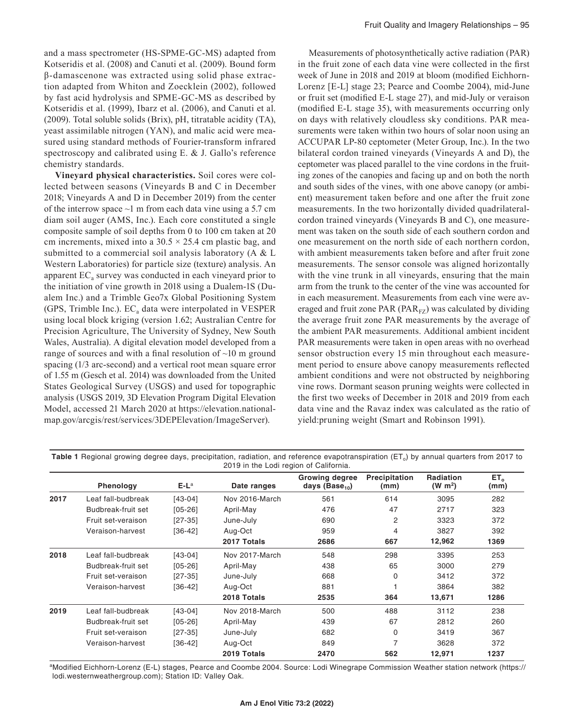and a mass spectrometer (HS-SPME-GC-MS) adapted from Kotseridis et al. (2008) and Canuti et al. (2009). Bound form β-damascenone was extracted using solid phase extraction adapted from Whiton and Zoecklein (2002), followed by fast acid hydrolysis and SPME-GC-MS as described by Kotseridis et al. (1999), Ibarz et al. (2006), and Canuti et al. (2009). Total soluble solids (Brix), pH, titratable acidity (TA), yeast assimilable nitrogen (YAN), and malic acid were measured using standard methods of Fourier-transform infrared spectroscopy and calibrated using E. & J. Gallo's reference chemistry standards.

**Vineyard physical characteristics.** Soil cores were collected between seasons (Vineyards B and C in December 2018; Vineyards A and D in December 2019) from the center of the interrow space ~1 m from each data vine using a 5.7 cm diam soil auger (AMS, Inc.). Each core constituted a single composite sample of soil depths from 0 to 100 cm taken at 20 cm increments, mixed into a 30.5 × 25.4 cm plastic bag, and submitted to a commercial soil analysis laboratory (A & L Western Laboratories) for particle size (texture) analysis. An apparent $EC_a$ survey was conducted in each vineyard prior to the initiation of vine growth in 2018 using a Dualem-1S (Dualem Inc.) and a Trimble Geo7x Global Positioning System (GPS, Trimble Inc.). $EC_a$ data were interpolated in VESPER using local block kriging (version 1.62; Australian Centre for Precision Agriculture, The University of Sydney, New South Wales, Australia). A digital elevation model developed from a range of sources and with a final resolution of ~10 m ground spacing (1/3 arc-second) and a vertical root mean square error of 1.55 m (Gesch et al. 2014) was downloaded from the United States Geological Survey (USGS) and used for topographic analysis (USGS 2019, 3D Elevation Program Digital Elevation Model, accessed 21 March 2020 at https://elevation.nationalmap.gov/arcgis/rest/services/3DEPElevation/ImageServer).

Measurements of photosynthetically active radiation (PAR) in the fruit zone of each data vine were collected in the first week of June in 2018 and 2019 at bloom (modified Eichhorn-Lorenz [E-L] stage 23; Pearce and Coombe 2004), mid-June or fruit set (modified E-L stage 27), and mid-July or veraison (modified E-L stage 35), with measurements occurring only on days with relatively cloudless sky conditions. PAR measurements were taken within two hours of solar noon using an ACCUPAR LP-80 ceptometer (Meter Group, Inc.). In the two bilateral cordon trained vineyards (Vineyards A and D), the ceptometer was placed parallel to the vine cordons in the fruiting zones of the canopies and facing up and on both the north and south sides of the vines, with one above canopy (or ambient) measurement taken before and one after the fruit zone measurements. In the two horizontally divided quadrilateral-cordon trained vineyards (Vineyards B and C), one measurement was taken on the south side of each southern cordon and one measurement on the north side of each northern cordon, with ambient measurements taken before and after fruit zone measurements. The sensor console was aligned horizontally with the vine trunk in all vineyards, ensuring that the main arm from the trunk to the center of the vine was accounted for in each measurement. Measurements from each vine were averaged and fruit zone PAR ($PAR_{FZ}$) was calculated by dividing the average fruit zone PAR measurements by the average of the ambient PAR measurements. Additional ambient incident PAR measurements were taken in open areas with no overhead sensor obstruction every 15 min throughout each measurement period to ensure above canopy measurements reflected ambient conditions and were not obstructed by neighboring vine rows. Dormant season pruning weights were collected in the first two weeks of December in 2018 and 2019 from each data vine and the Ravaz index was calculated as the ratio of yield:pruning weight (Smart and Robinson 1991).

**Table 1** Regional growing degree days, precipitation, radiation, and reference evapotranspiration ($ET_o$) by annual quarters from 2017 to 2019 in the Lodi region of California.

| | Phenology | E-L[a] | Date ranges | Growing degree days ($Base_{10}$) | Precipitation (mm) | Radiation (W $m^2$) | $ET_o$ (mm) |
|---|---|---|---|---|---|---|---|
| **2017** | Leaf fall-budbreak | [43-04] | Nov 2016-March | 561 | 614 | 3095 | 282 |
| | Budbreak-fruit set | [05-26] | April-May | 476 | 47 | 2717 | 323 |
| | Fruit set-veraison | [27-35] | June-July | 690 | 2 | 3323 | 372 |
| | Veraison-harvest | [36-42] | Aug-Oct | 959 | 4 | 3827 | 392 |
| | | | **2017 Totals** | **2686** | **667** | **12,962** | **1369** |
| **2018** | Leaf fall-budbreak | [43-04] | Nov 2017-March | 548 | 298 | 3395 | 253 |
| | Budbreak-fruit set | [05-26] | April-May | 438 | 65 | 3000 | 279 |
| | Fruit set-veraison | [27-35] | June-July | 668 | 0 | 3412 | 372 |
| | Veraison-harvest | [36-42] | Aug-Oct | 881 | 1 | 3864 | 382 |
| | | | **2018 Totals** | **2535** | **364** | **13,671** | **1286** |
| **2019** | Leaf fall-budbreak | [43-04] | Nov 2018-March | 500 | 488 | 3112 | 238 |
| | Budbreak-fruit set | [05-26] | April-May | 439 | 67 | 2812 | 260 |
| | Fruit set-veraison | [27-35] | June-July | 682 | 0 | 3419 | 367 |
| | Veraison-harvest | [36-42] | Aug-Oct | 849 | 7 | 3628 | 372 |
| | | | **2019 Totals** | **2470** | **562** | **12,971** | **1237** |

[a]Modified Eichhorn-Lorenz (E-L) stages, Pearce and Coombe 2004. Source: Lodi Winegrape Commission Weather station network (https://lodi.westernweathergroup.com); Station ID: Valley Oak.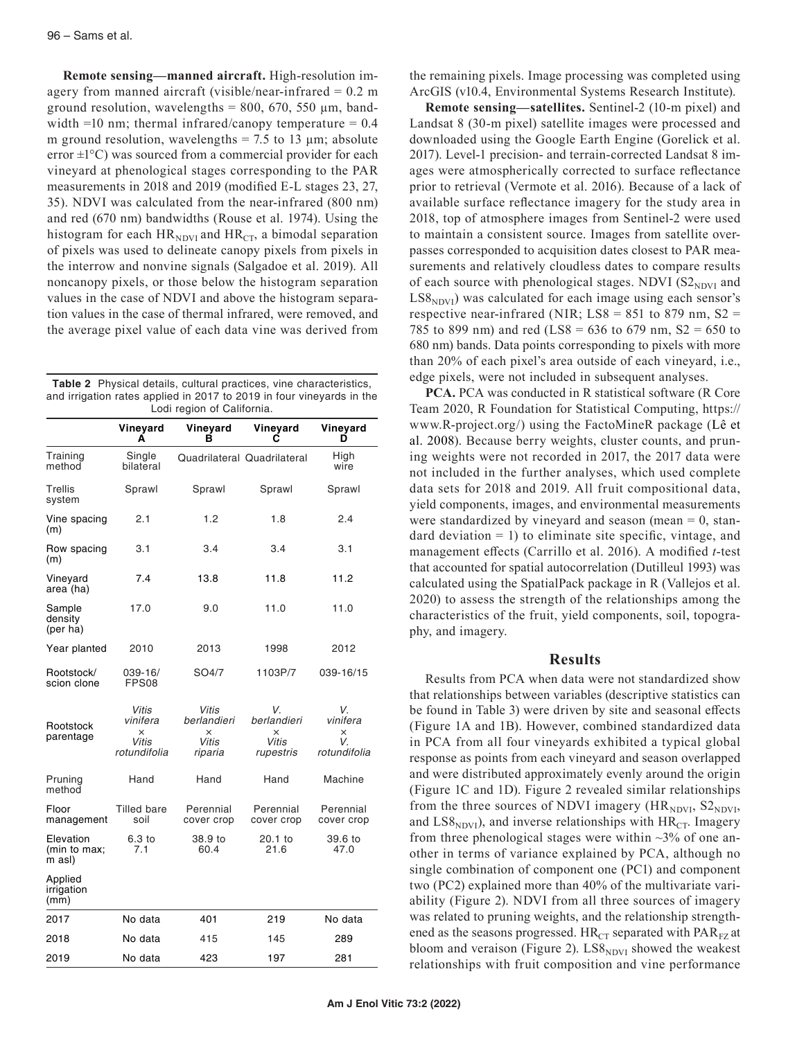**Remote sensing—manned aircraft.** High-resolution imagery from manned aircraft (visible/near-infrared = 0.2 m ground resolution, wavelengths = 800, 670, 550 µm, bandwidth =10 nm; thermal infrared/canopy temperature = 0.4 m ground resolution, wavelengths = 7.5 to 13 µm; absolute error ±1°C) was sourced from a commercial provider for each vineyard at phenological stages corresponding to the PAR measurements in 2018 and 2019 (modified E-L stages 23, 27, 35). NDVI was calculated from the near-infrared (800 nm) and red (670 nm) bandwidths (Rouse et al. 1974). Using the histogram for each $HR_{NDVI}$ and $HR_{CT}$, a bimodal separation of pixels was used to delineate canopy pixels from pixels in the interrow and nonvine signals (Salgadoe et al. 2019). All noncanopy pixels, or those below the histogram separation values in the case of NDVI and above the histogram separation values in the case of thermal infrared, were removed, and the average pixel value of each data vine was derived from the remaining pixels. Image processing was completed using ArcGIS (v10.4, Environmental Systems Research Institute).

**Table 2** Physical details, cultural practices, vine characteristics, and irrigation rates applied in 2017 to 2019 in four vineyards in the Lodi region of California.

| | Vineyard A | Vineyard B | Vineyard C | Vineyard D |
|---|---|---|---|---|
| Training method | Single bilateral | Quadrilateral | Quadrilateral | High wire |
| Trellis system | Sprawl | Sprawl | Sprawl | Sprawl |
| Vine spacing (m) | 2.1 | 1.2 | 1.8 | 2.4 |
| Row spacing (m) | 3.1 | 3.4 | 3.4 | 3.1 |
| Vineyard area (ha) | 7.4 | 13.8 | 11.8 | 11.2 |
| Sample density (per ha) | 17.0 | 9.0 | 11.0 | 11.0 |
| Year planted | 2010 | 2013 | 1998 | 2012 |
| Rootstock/ scion clone | 039-16/ FPS08 | SO4/7 | 1103P/7 | 039-16/15 |
| Rootstock parentage | *Vitis vinifera* × *Vitis rotundifolia* | *Vitis berlandieri* × *Vitis riparia* | *V. berlandieri* × *Vitis rupestris* | *V. vinifera* × *V. rotundifolia* |
| Pruning method | Hand | Hand | Hand | Machine |
| Floor management | Tilled bare soil | Perennial cover crop | Perennial cover crop | Perennial cover crop |
| Elevation (min to max; m asl) | 6.3 to 7.1 | 38.9 to 60.4 | 20.1 to 21.6 | 39.6 to 47.0 |
| Applied irrigation (mm) | | | | |
| 2017 | No data | 401 | 219 | No data |
| 2018 | No data | 415 | 145 | 289 |
| 2019 | No data | 423 | 197 | 281 |

**Remote sensing—satellites.** Sentinel-2 (10-m pixel) and Landsat 8 (30-m pixel) satellite images were processed and downloaded using the Google Earth Engine (Gorelick et al. 2017). Level-1 precision- and terrain-corrected Landsat 8 images were atmospherically corrected to surface reflectance prior to retrieval (Vermote et al. 2016). Because of a lack of available surface reflectance imagery for the study area in 2018, top of atmosphere images from Sentinel-2 were used to maintain a consistent source. Images from satellite overpasses corresponded to acquisition dates closest to PAR measurements and relatively cloudless dates to compare results of each source with phenological stages. NDVI ($S2_{NDVI}$ and $LS8_{NDVI}$) was calculated for each image using each sensor's respective near-infrared (NIR; LS8 = 851 to 879 nm, S2 = 785 to 899 nm) and red (LS8 = 636 to 679 nm, S2 = 650 to 680 nm) bands. Data points corresponding to pixels with more than 20% of each pixel's area outside of each vineyard, i.e., edge pixels, were not included in subsequent analyses.

**PCA.** PCA was conducted in R statistical software (R Core Team 2020, R Foundation for Statistical Computing, https://www.R-project.org/) using the FactoMineR package (Lê et al. 2008). Because berry weights, cluster counts, and pruning weights were not recorded in 2017, the 2017 data were not included in the further analyses, which used complete data sets for 2018 and 2019. All fruit compositional data, yield components, images, and environmental measurements were standardized by vineyard and season (mean = 0, standard deviation = 1) to eliminate site specific, vintage, and management effects (Carrillo et al. 2016). A modified *t*-test that accounted for spatial autocorrelation (Dutilleul 1993) was calculated using the SpatialPack package in R (Vallejos et al. 2020) to assess the strength of the relationships among the characteristics of the fruit, yield components, soil, topography, and imagery.

## Results

Results from PCA when data were not standardized show that relationships between variables (descriptive statistics can be found in Table 3) were driven by site and seasonal effects (Figure 1A and 1B). However, combined standardized data in PCA from all four vineyards exhibited a typical global response as points from each vineyard and season overlapped and were distributed approximately evenly around the origin (Figure 1C and 1D). Figure 2 revealed similar relationships from the three sources of NDVI imagery ($HR_{NDVI}$, $S2_{NDVI}$, and $LS8_{NDVI}$), and inverse relationships with $HR_{CT}$. Imagery from three phenological stages were within ~3% of one another in terms of variance explained by PCA, although no single combination of component one (PC1) and component two (PC2) explained more than 40% of the multivariate variability (Figure 2). NDVI from all three sources of imagery was related to pruning weights, and the relationship strengthened as the seasons progressed. $HR_{CT}$ separated with $PAR_{FZ}$ at bloom and veraison (Figure 2). $LS8_{NDVI}$ showed the weakest relationships with fruit composition and vine performance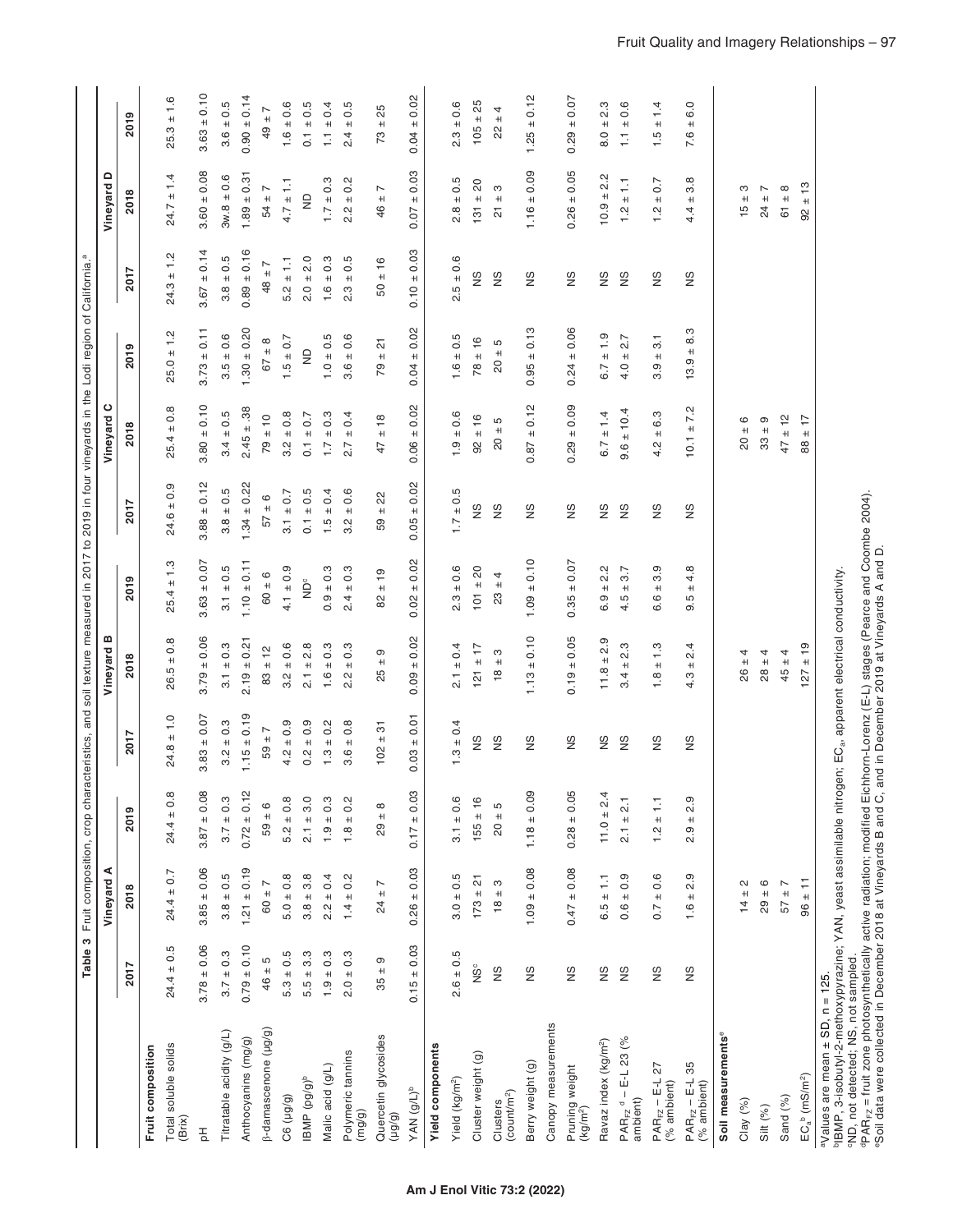**Table 3** Fruit composition, crop characteristics, and soil texture measured in 2017 to 2019 in four vineyards in the Lodi region of California.[a]

| | Vineyard A | | | Vineyard B | | | Vineyard C | | | Vineyard D | | |
|---|---|---|---|---|---|---|---|---|---|---|---|---|
| | 2017 | 2018 | 2019 | 2017 | 2018 | 2019 | 2017 | 2018 | 2019 | 2017 | 2018 | 2019 |
| **Fruit composition** | | | | | | | | | | | | |
| Total soluble solids (Brix) | 24.4 ± 0.5 | 24.4 ± 0.7 | 24.4 ± 0.8 | 24.8 ± 1.0 | 26.5 ± 0.8 | 25.4 ± 1.3 | 24.6 ± 0.9 | 25.4 ± 0.8 | 25.0 ± 1.2 | 24.3 ± 1.2 | 24.7 ± 1.4 | 25.3 ± 1.6 |
| pH | 3.78 ± 0.06 | 3.85 ± 0.06 | 3.87 ± 0.08 | 3.83 ± 0.07 | 3.79 ± 0.06 | 3.63 ± 0.07 | 3.88 ± 0.12 | 3.80 ± 0.10 | 3.73 ± 0.11 | 3.67 ± 0.14 | 3.60 ± 0.08 | 3.63 ± 0.10 |
| Titratable acidity (g/L) | 3.7 ± 0.3 | 3.8 ± 0.5 | 3.7 ± 0.3 | 3.2 ± 0.3 | 3.1 ± 0.3 | 3.1 ± 0.5 | 3.8 ± 0.5 | 3.4 ± 0.5 | 3.5 ± 0.6 | 3.8 ± 0.5 | 3w.8 ± 0.6 | 3.6 ± 0.5 |
| Anthocyanins (mg/g) | 0.79 ± 0.10 | 1.21 ± 0.19 | 0.72 ± 0.12 | 1.15 ± 0.19 | 2.19 ± 0.21 | 1.10 ± 0.11 | 1.34 ± 0.22 | 2.45 ± .38 | 1.30 ± 0.20 | 0.89 ± 0.16 | 1.89 ± 0.31 | 0.90 ± 0.14 |
| β-damascenone (µg/g) | 46 ± 5 | 60 ± 7 | 59 ± 6 | 59 ± 7 | 83 ± 12 | 60 ± 6 | 57 ± 6 | 79 ± 10 | 67 ± 8 | 48 ± 7 | 54 ± 7 | 49 ± 7 |
| C6 (µg/g) | 5.3 ± 0.5 | 5.0 ± 0.8 | 5.2 ± 0.8 | 4.2 ± 0.9 | 3.2 ± 0.6 | 4.1 ± 0.9 | 3.1 ± 0.7 | 3.2 ± 0.8 | 1.5 ± 0.7 | 5.2 ± 1.1 | 4.7 ± 1.1 | 1.6 ± 0.6 |
| IBMP (pg/g)[b] | 5.5 ± 3.3 | 3.8 ± 3.8 | 2.1 ± 3.0 | 0.2 ± 0.9 | 2.1 ± 2.8 | ND[c] | 0.1 ± 0.5 | 0.1 ± 0.7 | ND | 2.0 ± 2.0 | ND | 0.1 ± 0.5 |
| Malic acid (g/L) | 1.9 ± 0.3 | 2.2 ± 0.4 | 1.9 ± 0.3 | 1.3 ± 0.2 | 1.6 ± 0.3 | 0.9 ± 0.3 | 1.5 ± 0.4 | 1.7 ± 0.3 | 1.0 ± 0.5 | 1.6 ± 0.3 | 1.7 ± 0.3 | 1.1 ± 0.4 |
| Polymeric tannins (mg/g) | 2.0 ± 0.3 | 1.4 ± 0.2 | 1.8 ± 0.2 | 3.6 ± 0.8 | 2.2 ± 0.3 | 2.4 ± 0.3 | 3.2 ± 0.6 | 2.7 ± 0.4 | 3.6 ± 0.6 | 2.3 ± 0.5 | 2.2 ± 0.2 | 2.4 ± 0.5 |
| Quercetin glycosides (µg/g) | 35 ± 9 | 24 ± 7 | 29 ± 8 | 102 ± 31 | 25 ± 9 | 82 ± 19 | 59 ± 22 | 47 ± 18 | 79 ± 21 | 50 ± 16 | 46 ± 7 | 73 ± 25 |
| YAN (g/L)[b] | 0.15 ± 0.03 | 0.26 ± 0.03 | 0.17 ± 0.03 | 0.03 ± 0.01 | 0.09 ± 0.02 | 0.02 ± 0.02 | 0.05 ± 0.02 | 0.06 ± 0.02 | 0.04 ± 0.02 | 0.10 ± 0.03 | 0.07 ± 0.03 | 0.04 ± 0.02 |
| **Yield components** | | | | | | | | | | | | |
| Yield (kg/m²) | 2.6 ± 0.5 | 3.0 ± 0.5 | 3.1 ± 0.6 | 1.3 ± 0.4 | 2.1 ± 0.4 | 2.3 ± 0.6 | 1.7 ± 0.5 | 1.9 ± 0.6 | 1.6 ± 0.5 | 2.5 ± 0.6 | 2.8 ± 0.5 | 2.3 ± 0.6 |
| Cluster weight (g) | NS[c] | 173 ± 21 | 155 ± 16 | NS | 121 ± 17 | 101 ± 20 | NS | 92 ± 16 | 78 ± 16 | NS | 131 ± 20 | 105 ± 25 |
| Clusters (count/m²) | NS | 18 ± 3 | 20 ± 5 | NS | 18 ± 3 | 23 ± 4 | NS | 20 ± 5 | 20 ± 5 | NS | 21 ± 3 | 22 ± 4 |
| Berry weight (g) | NS | 1.09 ± 0.08 | 1.18 ± 0.09 | NS | 1.13 ± 0.10 | 1.09 ± 0.10 | NS | 0.87 ± 0.12 | 0.95 ± 0.13 | NS | 1.16 ± 0.09 | 1.25 ± 0.12 |
| Canopy measurements | | | | | | | | | | | | |
| Pruning weight (kg/m²) | NS | 0.47 ± 0.08 | 0.28 ± 0.05 | NS | 0.19 ± 0.05 | 0.35 ± 0.07 | NS | 0.29 ± 0.09 | 0.24 ± 0.06 | NS | 0.26 ± 0.05 | 0.29 ± 0.07 |
| Ravaz index (kg/m²) | NS | 6.5 ± 1.1 | 11.0 ± 2.4 | NS | 11.8 ± 2.9 | 6.9 ± 2.2 | NS | 6.7 ± 1.4 | 6.7 ± 1.9 | NS | 10.9 ± 2.2 | 8.0 ± 2.3 |
| $PAR_{FZ}$[d] – E-L 23 (% ambient) | NS | 0.6 ± 0.9 | 2.1 ± 2.1 | NS | 3.4 ± 2.3 | 4.5 ± 3.7 | NS | 9.6 ± 10.4 | 4.0 ± 2.7 | NS | 1.2 ± 1.1 | 1.1 ± 0.6 |
| $PAR_{FZ}$ – E-L 27 (% ambient) | NS | 0.7 ± 0.6 | 1.2 ± 1.1 | NS | 1.8 ± 1.3 | 6.6 ± 3.9 | NS | 4.2 ± 6.3 | 3.9 ± 3.1 | NS | 1.2 ± 0.7 | 1.5 ± 1.4 |
| $PAR_{FZ}$ – E-L 35 (% ambient) | NS | 1.6 ± 2.9 | 2.9 ± 2.9 | NS | 4.3 ± 2.4 | 9.5 ± 4.8 | NS | 10.1 ± 7.2 | 13.9 ± 8.3 | NS | 4.4 ± 3.8 | 7.6 ± 6.0 |
| **Soil measurements**[e] | | | | | | | | | | | | |
| Clay (%) | | 14 ± 2 | | | 26 ± 4 | | | 20 ± 6 | | | 15 ± 3 | |
| Silt (%) | | 29 ± 6 | | | 28 ± 4 | | | 33 ± 9 | | | 24 ± 7 | |
| Sand (%) | | 57 ± 7 | | | 45 ± 4 | | | 47 ± 12 | | | 61 ± 8 | |
| $EC_a$[b] (mS/m²) | | 96 ± 11 | | | 127 ± 19 | | | 88 ± 17 | | | 92 ± 13 | |

[a]Values are mean ± SD, n = 125.
[b]IBMP, 3-isobutyl-2-methoxypyrazine; YAN, yeast assimilable nitrogen; $EC_a$, apparent electrical conductivity.
[c]ND, not detected; NS, not sampled.
[d]$PAR_{FZ}$ = fruit zone photosynthetically active radiation; modified Eichhorn-Lorenz (E-L) stages (Pearce and Coombe 2004).
[e]Soil data were collected in December 2018 at Vineyards B and C, and in December 2019 at Vineyards A and D.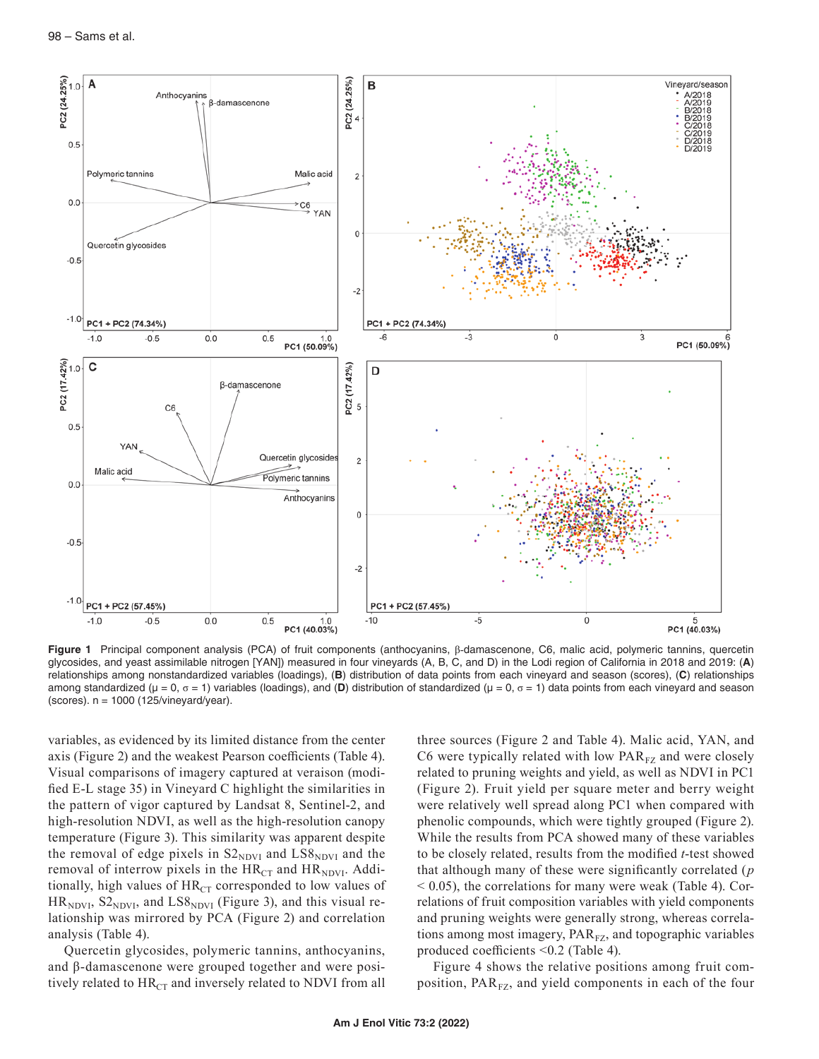**Figure 1** Principal component analysis (PCA) of fruit components (anthocyanins, β-damascenone, C6, malic acid, polymeric tannins, quercetin glycosides, and yeast assimilable nitrogen [YAN]) measured in four vineyards (A, B, C, and D) in the Lodi region of California in 2018 and 2019: (**A**) relationships among nonstandardized variables (loadings), (**B**) distribution of data points from each vineyard and season (scores), (**C**) relationships among standardized (μ = 0, σ = 1) variables (loadings), and (**D**) distribution of standardized (μ = 0, σ = 1) data points from each vineyard and season (scores). n = 1000 (125/vineyard/year).

variables, as evidenced by its limited distance from the center axis (Figure 2) and the weakest Pearson coefficients (Table 4). Visual comparisons of imagery captured at veraison (modified E-L stage 35) in Vineyard C highlight the similarities in the pattern of vigor captured by Landsat 8, Sentinel-2, and high-resolution NDVI, as well as the high-resolution canopy temperature (Figure 3). This similarity was apparent despite the removal of edge pixels in $S2_{NDVI}$ and $LS8_{NDVI}$ and the removal of interrow pixels in the $HR_{CT}$ and $HR_{NDVI}$. Additionally, high values of $HR_{CT}$ corresponded to low values of $HR_{NDVI}$, $S2_{NDVI}$, and $LS8_{NDVI}$ (Figure 3), and this visual relationship was mirrored by PCA (Figure 2) and correlation analysis (Table 4).

Quercetin glycosides, polymeric tannins, anthocyanins, and β-damascenone were grouped together and were positively related to $HR_{CT}$ and inversely related to NDVI from all three sources (Figure 2 and Table 4). Malic acid, YAN, and C6 were typically related with low $PAR_{FZ}$ and were closely related to pruning weights and yield, as well as NDVI in PC1 (Figure 2). Fruit yield per square meter and berry weight were relatively well spread along PC1 when compared with phenolic compounds, which were tightly grouped (Figure 2). While the results from PCA showed many of these variables to be closely related, results from the modified *t*-test showed that although many of these were significantly correlated ($p < 0.05$), the correlations for many were weak (Table 4). Correlations of fruit composition variables with yield components and pruning weights were generally strong, whereas correlations among most imagery, $PAR_{FZ}$, and topographic variables produced coefficients <0.2 (Table 4).

Figure 4 shows the relative positions among fruit composition, $PAR_{FZ}$, and yield components in each of the four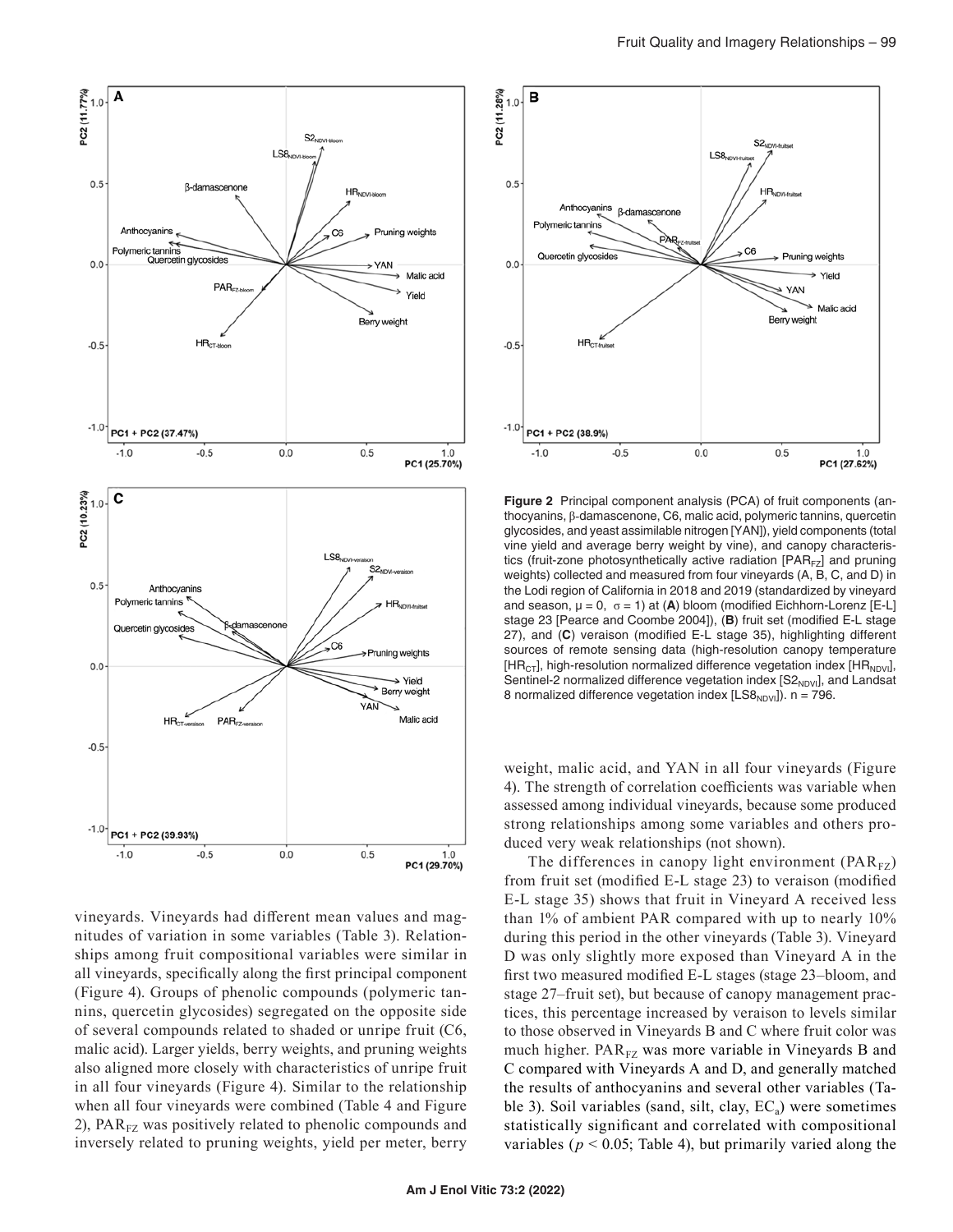**Figure 2** Principal component analysis (PCA) of fruit components (anthocyanins, β-damascenone, C6, malic acid, polymeric tannins, quercetin glycosides, and yeast assimilable nitrogen [YAN]), yield components (total vine yield and average berry weight by vine), and canopy characteristics (fruit-zone photosynthetically active radiation [$PAR_{FZ}$] and pruning weights) collected and measured from four vineyards (A, B, C, and D) in the Lodi region of California in 2018 and 2019 (standardized by vineyard and season, μ = 0, σ = 1) at (**A**) bloom (modified Eichhorn-Lorenz [E-L] stage 23 [Pearce and Coombe 2004]), (**B**) fruit set (modified E-L stage 27), and (**C**) veraison (modified E-L stage 35), highlighting different sources of remote sensing data (high-resolution canopy temperature [$HR_{CT}$], high-resolution normalized difference vegetation index [$HR_{NDVI}$], Sentinel-2 normalized difference vegetation index [$S2_{NDVI}$], and Landsat 8 normalized difference vegetation index [$LS8_{NDVI}$]). n = 796.

vineyards. Vineyards had different mean values and magnitudes of variation in some variables (Table 3). Relationships among fruit compositional variables were similar in all vineyards, specifically along the first principal component (Figure 4). Groups of phenolic compounds (polymeric tannins, quercetin glycosides) segregated on the opposite side of several compounds related to shaded or unripe fruit (C6, malic acid). Larger yields, berry weights, and pruning weights also aligned more closely with characteristics of unripe fruit in all four vineyards (Figure 4). Similar to the relationship when all four vineyards were combined (Table 4 and Figure 2), $PAR_{FZ}$ was positively related to phenolic compounds and inversely related to pruning weights, yield per meter, berry weight, malic acid, and YAN in all four vineyards (Figure 4). The strength of correlation coefficients was variable when assessed among individual vineyards, because some produced strong relationships among some variables and others produced very weak relationships (not shown).

The differences in canopy light environment ($PAR_{FZ}$) from fruit set (modified E-L stage 23) to veraison (modified E-L stage 35) shows that fruit in Vineyard A received less than 1% of ambient PAR compared with up to nearly 10% during this period in the other vineyards (Table 3). Vineyard D was only slightly more exposed than Vineyard A in the first two measured modified E-L stages (stage 23–bloom, and stage 27–fruit set), but because of canopy management practices, this percentage increased by veraison to levels similar to those observed in Vineyards B and C where fruit color was much higher. $PAR_{FZ}$ was more variable in Vineyards B and C compared with Vineyards A and D, and generally matched the results of anthocyanins and several other variables (Table 3). Soil variables (sand, silt, clay, $EC_a$) were sometimes statistically significant and correlated with compositional variables ($p < 0.05$; Table 4), but primarily varied along the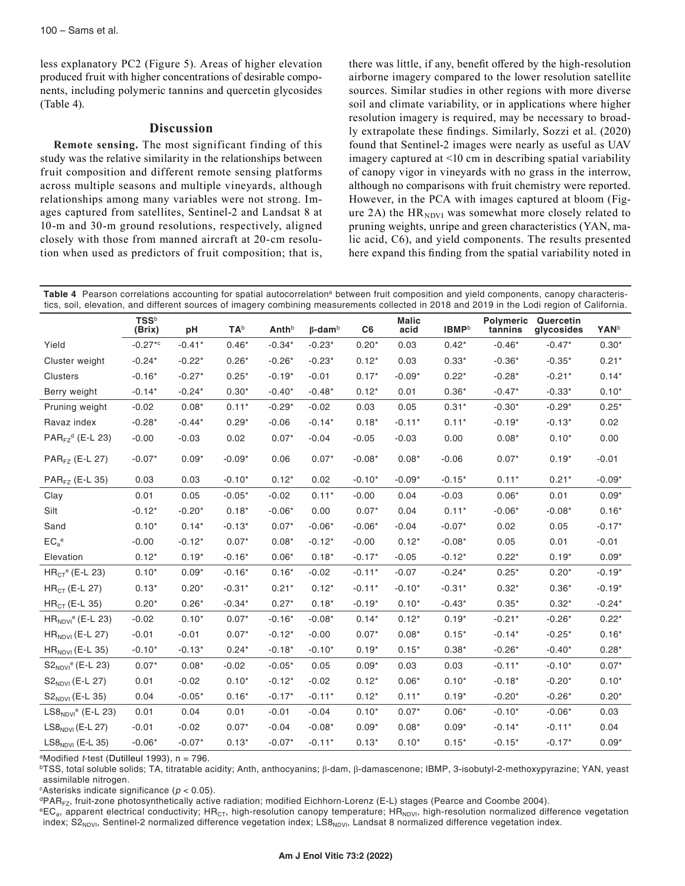less explanatory PC2 (Figure 5). Areas of higher elevation produced fruit with higher concentrations of desirable components, including polymeric tannins and quercetin glycosides (Table 4).

## Discussion

**Remote sensing.** The most significant finding of this study was the relative similarity in the relationships between fruit composition and different remote sensing platforms across multiple seasons and multiple vineyards, although relationships among many variables were not strong. Images captured from satellites, Sentinel-2 and Landsat 8 at 10-m and 30-m ground resolutions, respectively, aligned closely with those from manned aircraft at 20-cm resolution when used as predictors of fruit composition; that is, there was little, if any, benefit offered by the high-resolution airborne imagery compared to the lower resolution satellite sources. Similar studies in other regions with more diverse soil and climate variability, or in applications where higher resolution imagery is required, may be necessary to broadly extrapolate these findings. Similarly, Sozzi et al. (2020) found that Sentinel-2 images were nearly as useful as UAV imagery captured at <10 cm in describing spatial variability of canopy vigor in vineyards with no grass in the interrow, although no comparisons with fruit chemistry were reported. However, in the PCA with images captured at bloom (Figure 2A) the $HR_{NDVI}$ was somewhat more closely related to pruning weights, unripe and green characteristics (YAN, malic acid, C6), and yield components. The results presented here expand this finding from the spatial variability noted in

**Table 4** Pearson correlations accounting for spatial autocorrelation[a] between fruit composition and yield components, canopy characteristics, soil, elevation, and different sources of imagery combining measurements collected in 2018 and 2019 in the Lodi region of California.

| | TSS[b] (Brix) | pH | TA[b] | Anth[b] | β-dam[b] | C6 | Malic acid | IBMP[b] | Polymeric tannins | Quercetin glycosides | YAN[b] |
|---|---|---|---|---|---|---|---|---|---|---|---|
| Yield | -0.27*[c] | -0.41* | 0.46* | -0.34* | -0.23* | 0.20* | 0.03 | 0.42* | -0.46* | -0.47* | 0.30* |
| Cluster weight | -0.24* | -0.22* | 0.26* | -0.26* | -0.23* | 0.12* | 0.03 | 0.33* | -0.36* | -0.35* | 0.21* |
| Clusters | -0.16* | -0.27* | 0.25* | -0.19* | -0.01 | 0.17* | -0.09* | 0.22* | -0.28* | -0.21* | 0.14* |
| Berry weight | -0.14* | -0.24* | 0.30* | -0.40* | -0.48* | 0.12* | 0.01 | 0.36* | -0.47* | -0.33* | 0.10* |
| Pruning weight | -0.02 | 0.08* | 0.11* | -0.29* | -0.02 | 0.03 | 0.05 | 0.31* | -0.30* | -0.29* | 0.25* |
| Ravaz index | -0.28* | -0.44* | 0.29* | -0.06 | -0.14* | 0.18* | -0.11* | 0.11* | -0.19* | -0.13* | 0.02 |
| $PAR_{FZ}$[d] (E-L 23) | -0.00 | -0.03 | 0.02 | 0.07* | -0.04 | -0.05 | -0.03 | 0.00 | 0.08* | 0.10* | 0.00 |
| $PAR_{FZ}$ (E-L 27) | -0.07* | 0.09* | -0.09* | 0.06 | 0.07* | -0.08* | 0.08* | -0.06 | 0.07* | 0.19* | -0.01 |
| $PAR_{FZ}$ (E-L 35) | 0.03 | 0.03 | -0.10* | 0.12* | 0.02 | -0.10* | -0.09* | -0.15* | 0.11* | 0.21* | -0.09* |
| Clay | 0.01 | 0.05 | -0.05* | -0.02 | 0.11* | -0.00 | 0.04 | -0.03 | 0.06* | 0.01 | 0.09* |
| Silt | -0.12* | -0.20* | 0.18* | -0.06* | 0.00 | 0.07* | 0.04 | 0.11* | -0.06* | -0.08* | 0.16* |
| Sand | 0.10* | 0.14* | -0.13* | 0.07* | -0.06* | -0.06* | -0.04 | -0.07* | 0.02 | 0.05 | -0.17* |
| $EC_a$[e] | -0.00 | -0.12* | 0.07* | 0.08* | -0.12* | -0.00 | 0.12* | -0.08* | 0.05 | 0.01 | -0.01 |
| Elevation | 0.12* | 0.19* | -0.16* | 0.06* | 0.18* | -0.17* | -0.05 | -0.12* | 0.22* | 0.19* | 0.09* |
| $HR_{CT}$[e] (E-L 23) | 0.10* | 0.09* | -0.16* | 0.16* | -0.02 | -0.11* | -0.07 | -0.24* | 0.25* | 0.20* | -0.19* |
| $HR_{CT}$ (E-L 27) | 0.13* | 0.20* | -0.31* | 0.21* | 0.12* | -0.11* | -0.10* | -0.31* | 0.32* | 0.36* | -0.19* |
| $HR_{CT}$ (E-L 35) | 0.20* | 0.26* | -0.34* | 0.27* | 0.18* | -0.19* | 0.10* | -0.43* | 0.35* | 0.32* | -0.24* |
| $HR_{NDVI}$[e] (E-L 23) | -0.02 | 0.10* | 0.07* | -0.16* | -0.08* | 0.14* | 0.12* | 0.19* | -0.21* | -0.26* | 0.22* |
| $HR_{NDVI}$ (E-L 27) | -0.01 | -0.01 | 0.07* | -0.12* | -0.00 | 0.07* | 0.08* | 0.15* | -0.14* | -0.25* | 0.16* |
| $HR_{NDVI}$ (E-L 35) | -0.10* | -0.13* | 0.24* | -0.18* | -0.10* | 0.19* | 0.15* | 0.38* | -0.26* | -0.40* | 0.28* |
| $S2_{NDVI}$[e] (E-L 23) | 0.07* | 0.08* | -0.02 | -0.05* | 0.05 | 0.09* | 0.03 | 0.03 | -0.11* | -0.10* | 0.07* |
| $S2_{NDVI}$ (E-L 27) | 0.01 | -0.02 | 0.10* | -0.12* | -0.02 | 0.12* | 0.06* | 0.10* | -0.18* | -0.20* | 0.10* |
| $S2_{NDVI}$ (E-L 35) | 0.04 | -0.05* | 0.16* | -0.17* | -0.11* | 0.12* | 0.11* | 0.19* | -0.20* | -0.26* | 0.20* |
| $LS8_{NDVI}$[e] (E-L 23) | 0.01 | 0.04 | 0.01 | -0.01 | -0.04 | 0.10* | 0.07* | 0.06* | -0.10* | -0.06* | 0.03 |
| $LS8_{NDVI}$ (E-L 27) | -0.01 | -0.02 | 0.07* | -0.04 | -0.08* | 0.09* | 0.08* | 0.09* | -0.14* | -0.11* | 0.04 |
| $LS8_{NDVI}$ (E-L 35) | -0.06* | -0.07* | 0.13* | -0.07* | -0.11* | 0.13* | 0.10* | 0.15* | -0.15* | -0.17* | 0.09* |

[a]Modified *t*-test (Dutilleul 1993), n = 796.
[b]TSS, total soluble solids; TA, titratable acidity; Anth, anthocyanins; β-dam, β-damascenone; IBMP, 3-isobutyl-2-methoxypyrazine; YAN, yeast assimilable nitrogen.
[c]Asterisks indicate significance ($p < 0.05$).
[d]$PAR_{FZ}$, fruit-zone photosynthetically active radiation; modified Eichhorn-Lorenz (E-L) stages (Pearce and Coombe 2004).
[e]$EC_a$, apparent electrical conductivity; $HR_{CT}$, high-resolution canopy temperature; $HR_{NDVI}$, high-resolution normalized difference vegetation index; $S2_{NDVI}$, Sentinel-2 normalized difference vegetation index; $LS8_{NDVI}$, Landsat 8 normalized difference vegetation index.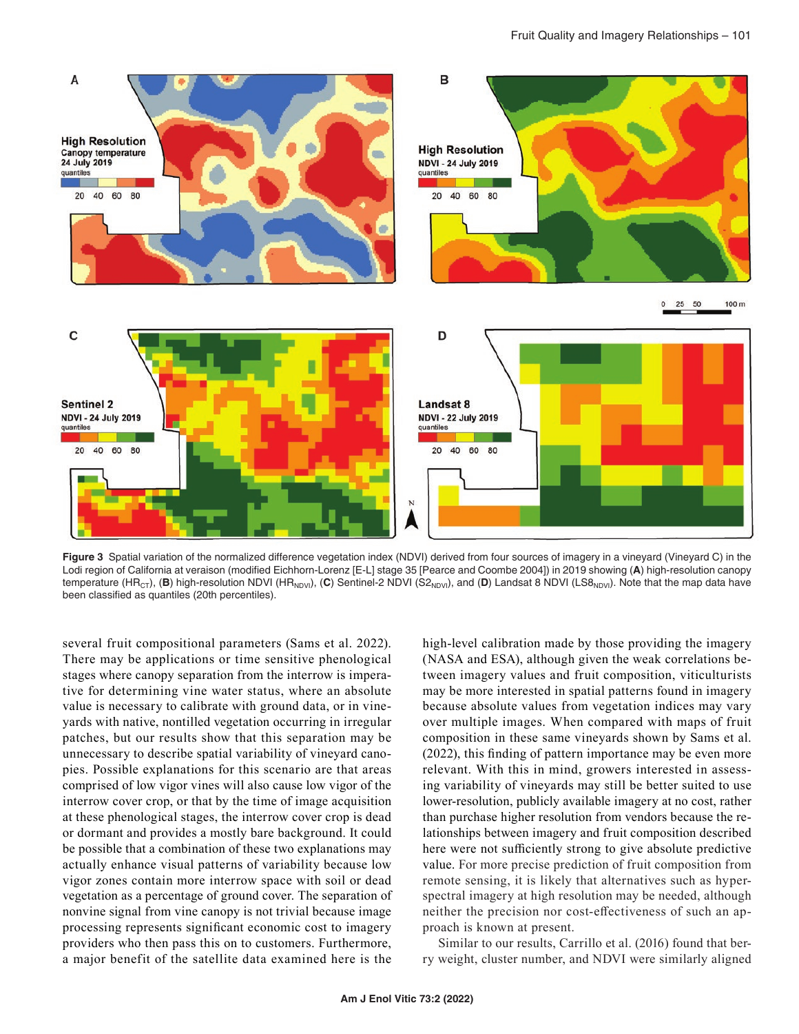**Figure 3** Spatial variation of the normalized difference vegetation index (NDVI) derived from four sources of imagery in a vineyard (Vineyard C) in the Lodi region of California at veraison (modified Eichhorn-Lorenz [E-L] stage 35 [Pearce and Coombe 2004]) in 2019 showing (**A**) high-resolution canopy temperature ($HR_{CT}$), (**B**) high-resolution NDVI ($HR_{NDVI}$), (**C**) Sentinel-2 NDVI ($S2_{NDVI}$), and (**D**) Landsat 8 NDVI ($LS8_{NDVI}$). Note that the map data have been classified as quantiles (20th percentiles).

several fruit compositional parameters (Sams et al. 2022). There may be applications or time sensitive phenological stages where canopy separation from the interrow is imperative for determining vine water status, where an absolute value is necessary to calibrate with ground data, or in vineyards with native, nontilled vegetation occurring in irregular patches, but our results show that this separation may be unnecessary to describe spatial variability of vineyard canopies. Possible explanations for this scenario are that areas comprised of low vigor vines will also cause low vigor of the interrow cover crop, or that by the time of image acquisition at these phenological stages, the interrow cover crop is dead or dormant and provides a mostly bare background. It could be possible that a combination of these two explanations may actually enhance visual patterns of variability because low vigor zones contain more interrow space with soil or dead vegetation as a percentage of ground cover. The separation of nonvine signal from vine canopy is not trivial because image processing represents significant economic cost to imagery providers who then pass this on to customers. Furthermore, a major benefit of the satellite data examined here is the high-level calibration made by those providing the imagery (NASA and ESA), although given the weak correlations between imagery values and fruit composition, viticulturists may be more interested in spatial patterns found in imagery because absolute values from vegetation indices may vary over multiple images. When compared with maps of fruit composition in these same vineyards shown by Sams et al. (2022), this finding of pattern importance may be even more relevant. With this in mind, growers interested in assessing variability of vineyards may still be better suited to use lower-resolution, publicly available imagery at no cost, rather than purchase higher resolution from vendors because the relationships between imagery and fruit composition described here were not sufficiently strong to give absolute predictive value. For more precise prediction of fruit composition from remote sensing, it is likely that alternatives such as hyperspectral imagery at high resolution may be needed, although neither the precision nor cost-effectiveness of such an approach is known at present.

Similar to our results, Carrillo et al. (2016) found that berry weight, cluster number, and NDVI were similarly aligned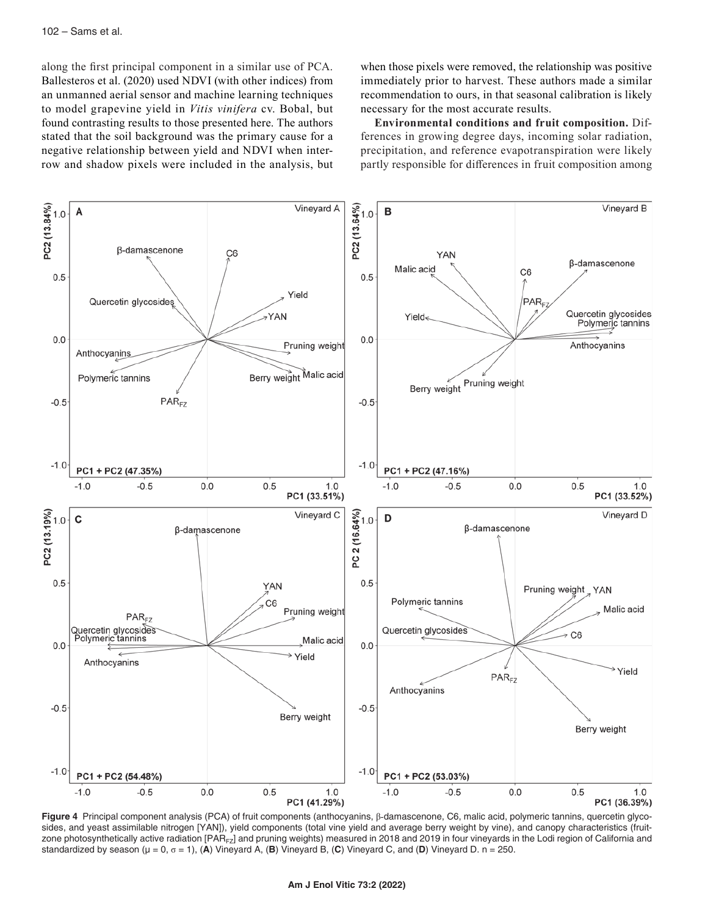along the first principal component in a similar use of PCA. Ballesteros et al. (2020) used NDVI (with other indices) from an unmanned aerial sensor and machine learning techniques to model grapevine yield in *Vitis vinifera* cv. Bobal, but found contrasting results to those presented here. The authors stated that the soil background was the primary cause for a negative relationship between yield and NDVI when inter-row and shadow pixels were included in the analysis, but when those pixels were removed, the relationship was positive immediately prior to harvest. These authors made a similar recommendation to ours, in that seasonal calibration is likely necessary for the most accurate results.

**Environmental conditions and fruit composition.** Differences in growing degree days, incoming solar radiation, precipitation, and reference evapotranspiration were likely partly responsible for differences in fruit composition among

**Figure 4** Principal component analysis (PCA) of fruit components (anthocyanins, β-damascenone, C6, malic acid, polymeric tannins, quercetin glycosides, and yeast assimilable nitrogen [YAN]), yield components (total vine yield and average berry weight by vine), and canopy characteristics (fruit-zone photosynthetically active radiation [$PAR_{FZ}$] and pruning weights) measured in 2018 and 2019 in four vineyards in the Lodi region of California and standardized by season ($\mu = 0$, $\sigma = 1$), (**A**) Vineyard A, (**B**) Vineyard B, (**C**) Vineyard C, and (**D**) Vineyard D. n = 250.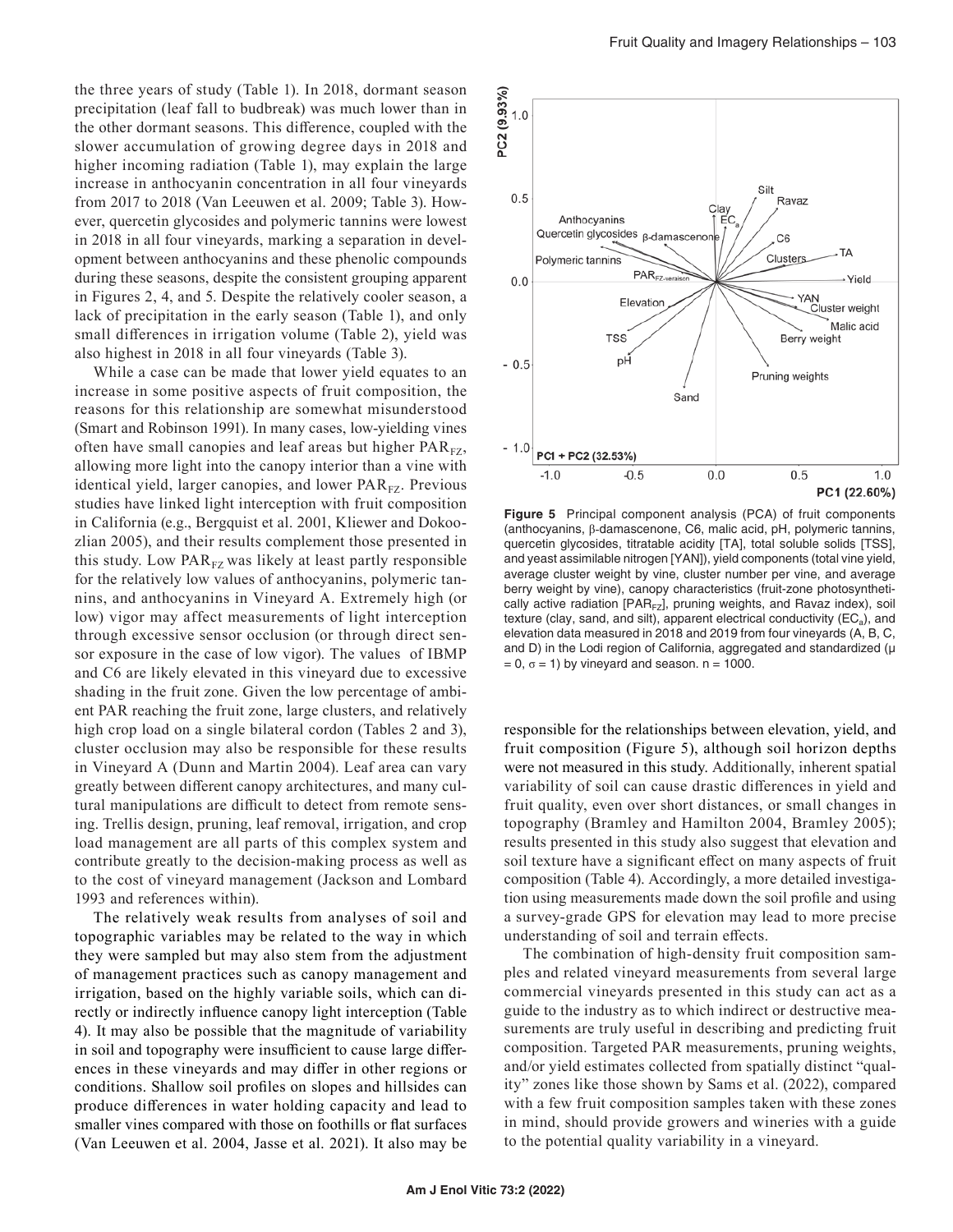the three years of study (Table 1). In 2018, dormant season precipitation (leaf fall to budbreak) was much lower than in the other dormant seasons. This difference, coupled with the slower accumulation of growing degree days in 2018 and higher incoming radiation (Table 1), may explain the large increase in anthocyanin concentration in all four vineyards from 2017 to 2018 (Van Leeuwen et al. 2009; Table 3). However, quercetin glycosides and polymeric tannins were lowest in 2018 in all four vineyards, marking a separation in development between anthocyanins and these phenolic compounds during these seasons, despite the consistent grouping apparent in Figures 2, 4, and 5. Despite the relatively cooler season, a lack of precipitation in the early season (Table 1), and only small differences in irrigation volume (Table 2), yield was also highest in 2018 in all four vineyards (Table 3).

While a case can be made that lower yield equates to an increase in some positive aspects of fruit composition, the reasons for this relationship are somewhat misunderstood (Smart and Robinson 1991). In many cases, low-yielding vines often have small canopies and leaf areas but higher $PAR_{FZ}$, allowing more light into the canopy interior than a vine with identical yield, larger canopies, and lower $PAR_{FZ}$. Previous studies have linked light interception with fruit composition in California (e.g., Bergquist et al. 2001, Kliewer and Dokoozlian 2005), and their results complement those presented in this study. Low $PAR_{FZ}$ was likely at least partly responsible for the relatively low values of anthocyanins, polymeric tannins, and anthocyanins in Vineyard A. Extremely high (or low) vigor may affect measurements of light interception through excessive sensor occlusion (or through direct sensor exposure in the case of low vigor). The values of IBMP and C6 are likely elevated in this vineyard due to excessive shading in the fruit zone. Given the low percentage of ambient PAR reaching the fruit zone, large clusters, and relatively high crop load on a single bilateral cordon (Tables 2 and 3), cluster occlusion may also be responsible for these results in Vineyard A (Dunn and Martin 2004). Leaf area can vary greatly between different canopy architectures, and many cultural manipulations are difficult to detect from remote sensing. Trellis design, pruning, leaf removal, irrigation, and crop load management are all parts of this complex system and contribute greatly to the decision-making process as well as to the cost of vineyard management (Jackson and Lombard 1993 and references within).

The relatively weak results from analyses of soil and topographic variables may be related to the way in which they were sampled but may also stem from the adjustment of management practices such as canopy management and irrigation, based on the highly variable soils, which can directly or indirectly influence canopy light interception (Table 4). It may also be possible that the magnitude of variability in soil and topography were insufficient to cause large differences in these vineyards and may differ in other regions or conditions. Shallow soil profiles on slopes and hillsides can produce differences in water holding capacity and lead to smaller vines compared with those on foothills or flat surfaces (Van Leeuwen et al. 2004, Jasse et al. 2021). It also may be responsible for the relationships between elevation, yield, and fruit composition (Figure 5), although soil horizon depths were not measured in this study. Additionally, inherent spatial variability of soil can cause drastic differences in yield and fruit quality, even over short distances, or small changes in topography (Bramley and Hamilton 2004, Bramley 2005); results presented in this study also suggest that elevation and soil texture have a significant effect on many aspects of fruit composition (Table 4). Accordingly, a more detailed investigation using measurements made down the soil profile and using a survey-grade GPS for elevation may lead to more precise understanding of soil and terrain effects.

**Figure 5** Principal component analysis (PCA) of fruit components (anthocyanins, β-damascenone, C6, malic acid, pH, polymeric tannins, quercetin glycosides, titratable acidity [TA], total soluble solids [TSS], and yeast assimilable nitrogen [YAN]), yield components (total vine yield, average cluster weight by vine, cluster number per vine, and average berry weight by vine), canopy characteristics (fruit-zone photosynthetically active radiation [$PAR_{FZ}$], pruning weights, and Ravaz index), soil texture (clay, sand, and silt), apparent electrical conductivity ($EC_a$), and elevation data measured in 2018 and 2019 from four vineyards (A, B, C, and D) in the Lodi region of California, aggregated and standardized ($\mu = 0$, $\sigma = 1$) by vineyard and season. n = 1000.

The combination of high-density fruit composition samples and related vineyard measurements from several large commercial vineyards presented in this study can act as a guide to the industry as to which indirect or destructive measurements are truly useful in describing and predicting fruit composition. Targeted PAR measurements, pruning weights, and/or yield estimates collected from spatially distinct "quality" zones like those shown by Sams et al. (2022), compared with a few fruit composition samples taken with these zones in mind, should provide growers and wineries with a guide to the potential quality variability in a vineyard.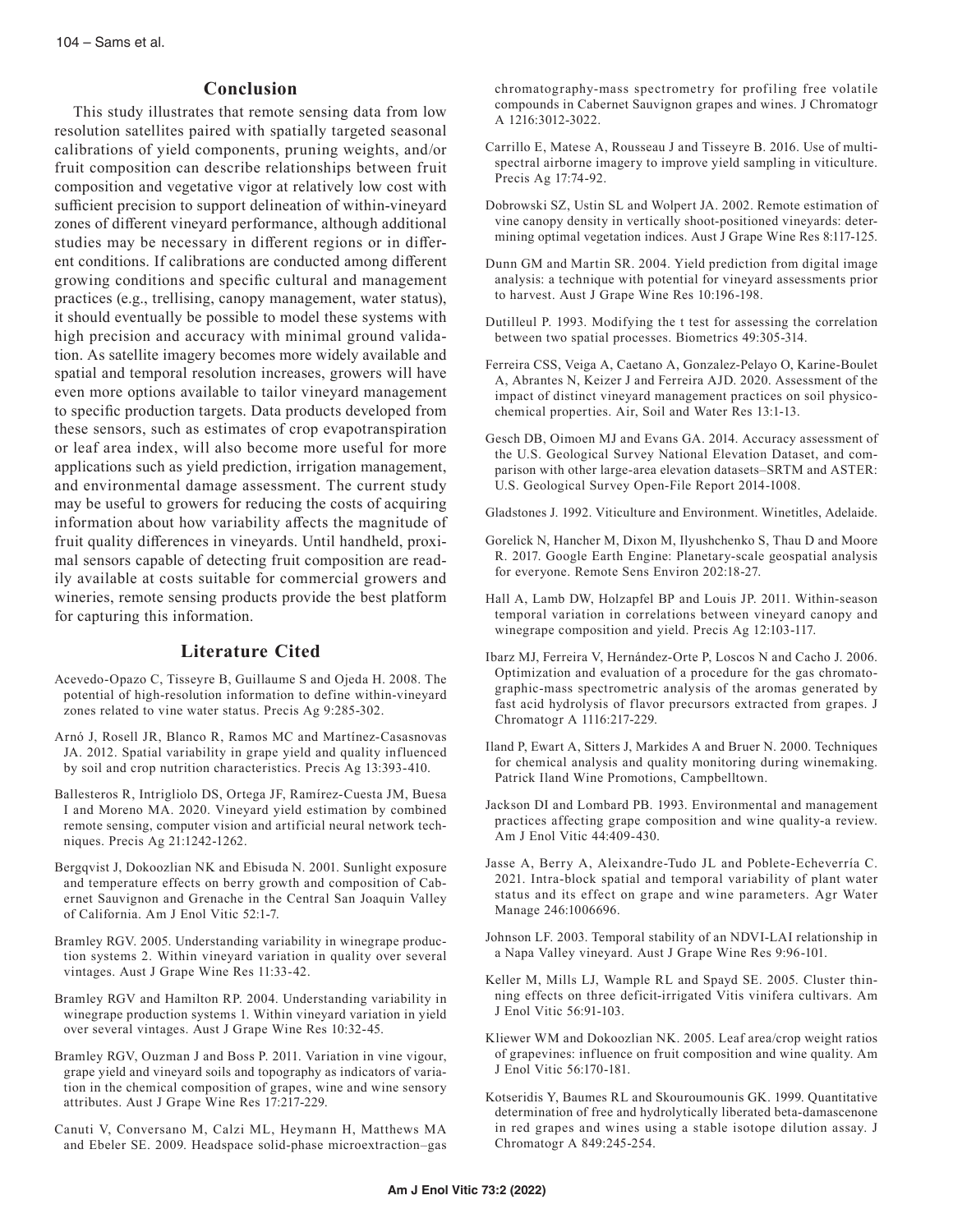## Conclusion

This study illustrates that remote sensing data from low resolution satellites paired with spatially targeted seasonal calibrations of yield components, pruning weights, and/or fruit composition can describe relationships between fruit composition and vegetative vigor at relatively low cost with sufficient precision to support delineation of within-vineyard zones of different vineyard performance, although additional studies may be necessary in different regions or in different conditions. If calibrations are conducted among different growing conditions and specific cultural and management practices (e.g., trellising, canopy management, water status), it should eventually be possible to model these systems with high precision and accuracy with minimal ground validation. As satellite imagery becomes more widely available and spatial and temporal resolution increases, growers will have even more options available to tailor vineyard management to specific production targets. Data products developed from these sensors, such as estimates of crop evapotranspiration or leaf area index, will also become more useful for more applications such as yield prediction, irrigation management, and environmental damage assessment. The current study may be useful to growers for reducing the costs of acquiring information about how variability affects the magnitude of fruit quality differences in vineyards. Until handheld, proximal sensors capable of detecting fruit composition are readily available at costs suitable for commercial growers and wineries, remote sensing products provide the best platform for capturing this information.

## Literature Cited

Acevedo-Opazo C, Tisseyre B, Guillaume S and Ojeda H. 2008. The potential of high-resolution information to define within-vineyard zones related to vine water status. Precis Ag 9:285-302.

Arnó J, Rosell JR, Blanco R, Ramos MC and Martínez-Casasnovas JA. 2012. Spatial variability in grape yield and quality influenced by soil and crop nutrition characteristics. Precis Ag 13:393-410.

Ballesteros R, Intrigliolo DS, Ortega JF, Ramírez-Cuesta JM, Buesa I and Moreno MA. 2020. Vineyard yield estimation by combined remote sensing, computer vision and artificial neural network techniques. Precis Ag 21:1242-1262.

Bergqvist J, Dokoozlian NK and Ebisuda N. 2001. Sunlight exposure and temperature effects on berry growth and composition of Cabernet Sauvignon and Grenache in the Central San Joaquin Valley of California. Am J Enol Vitic 52:1-7.

Bramley RGV. 2005. Understanding variability in winegrape production systems 2. Within vineyard variation in quality over several vintages. Aust J Grape Wine Res 11:33-42.

Bramley RGV and Hamilton RP. 2004. Understanding variability in winegrape production systems 1. Within vineyard variation in yield over several vintages. Aust J Grape Wine Res 10:32-45.

Bramley RGV, Ouzman J and Boss P. 2011. Variation in vine vigour, grape yield and vineyard soils and topography as indicators of variation in the chemical composition of grapes, wine and wine sensory attributes. Aust J Grape Wine Res 17:217-229.

Canuti V, Conversano M, Calzi ML, Heymann H, Matthews MA and Ebeler SE. 2009. Headspace solid-phase microextraction–gas chromatography-mass spectrometry for profiling free volatile compounds in Cabernet Sauvignon grapes and wines. J Chromatogr A 1216:3012-3022.

Carrillo E, Matese A, Rousseau J and Tisseyre B. 2016. Use of multispectral airborne imagery to improve yield sampling in viticulture. Precis Ag 17:74-92.

Dobrowski SZ, Ustin SL and Wolpert JA. 2002. Remote estimation of vine canopy density in vertically shoot-positioned vineyards: determining optimal vegetation indices. Aust J Grape Wine Res 8:117-125.

Dunn GM and Martin SR. 2004. Yield prediction from digital image analysis: a technique with potential for vineyard assessments prior to harvest. Aust J Grape Wine Res 10:196-198.

Dutilleul P. 1993. Modifying the t test for assessing the correlation between two spatial processes. Biometrics 49:305-314.

Ferreira CSS, Veiga A, Caetano A, Gonzalez-Pelayo O, Karine-Boulet A, Abrantes N, Keizer J and Ferreira AJD. 2020. Assessment of the impact of distinct vineyard management practices on soil physicochemical properties. Air, Soil and Water Res 13:1-13.

Gesch DB, Oimoen MJ and Evans GA. 2014. Accuracy assessment of the U.S. Geological Survey National Elevation Dataset, and comparison with other large-area elevation datasets–SRTM and ASTER: U.S. Geological Survey Open-File Report 2014-1008.

Gladstones J. 1992. Viticulture and Environment. Winetitles, Adelaide.

Gorelick N, Hancher M, Dixon M, Ilyushchenko S, Thau D and Moore R. 2017. Google Earth Engine: Planetary-scale geospatial analysis for everyone. Remote Sens Environ 202:18-27.

Hall A, Lamb DW, Holzapfel BP and Louis JP. 2011. Within-season temporal variation in correlations between vineyard canopy and winegrape composition and yield. Precis Ag 12:103-117.

Ibarz MJ, Ferreira V, Hernández-Orte P, Loscos N and Cacho J. 2006. Optimization and evaluation of a procedure for the gas chromatographic-mass spectrometric analysis of the aromas generated by fast acid hydrolysis of flavor precursors extracted from grapes. J Chromatogr A 1116:217-229.

Iland P, Ewart A, Sitters J, Markides A and Bruer N. 2000. Techniques for chemical analysis and quality monitoring during winemaking. Patrick Iland Wine Promotions, Campbelltown.

Jackson DI and Lombard PB. 1993. Environmental and management practices affecting grape composition and wine quality-a review. Am J Enol Vitic 44:409-430.

Jasse A, Berry A, Aleixandre-Tudo JL and Poblete-Echeverría C. 2021. Intra-block spatial and temporal variability of plant water status and its effect on grape and wine parameters. Agr Water Manage 246:1006696.

Johnson LF. 2003. Temporal stability of an NDVI-LAI relationship in a Napa Valley vineyard. Aust J Grape Wine Res 9:96-101.

Keller M, Mills LJ, Wample RL and Spayd SE. 2005. Cluster thinning effects on three deficit-irrigated Vitis vinifera cultivars. Am J Enol Vitic 56:91-103.

Kliewer WM and Dokoozlian NK. 2005. Leaf area/crop weight ratios of grapevines: influence on fruit composition and wine quality. Am J Enol Vitic 56:170-181.

Kotseridis Y, Baumes RL and Skouroumounis GK. 1999. Quantitative determination of free and hydrolytically liberated beta-damascenone in red grapes and wines using a stable isotope dilution assay. J Chromatogr A 849:245-254.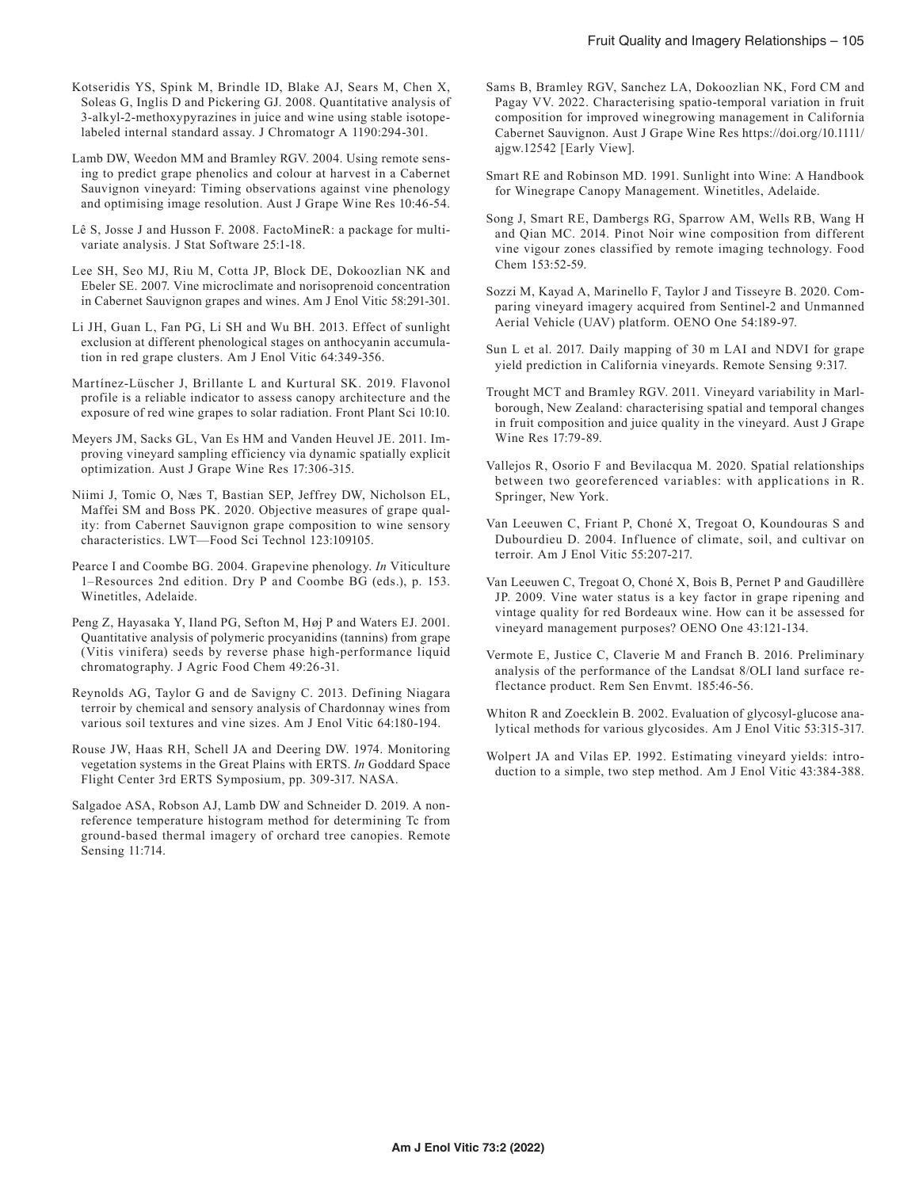Kotseridis YS, Spink M, Brindle ID, Blake AJ, Sears M, Chen X, Soleas G, Inglis D and Pickering GJ. 2008. Quantitative analysis of 3-alkyl-2-methoxypyrazines in juice and wine using stable isotope-labeled internal standard assay. J Chromatogr A 1190:294-301.

Lamb DW, Weedon MM and Bramley RGV. 2004. Using remote sensing to predict grape phenolics and colour at harvest in a Cabernet Sauvignon vineyard: Timing observations against vine phenology and optimising image resolution. Aust J Grape Wine Res 10:46-54.

Lê S, Josse J and Husson F. 2008. FactoMineR: a package for multivariate analysis. J Stat Software 25:1-18.

Lee SH, Seo MJ, Riu M, Cotta JP, Block DE, Dokoozlian NK and Ebeler SE. 2007. Vine microclimate and norisoprenoid concentration in Cabernet Sauvignon grapes and wines. Am J Enol Vitic 58:291-301.

Li JH, Guan L, Fan PG, Li SH and Wu BH. 2013. Effect of sunlight exclusion at different phenological stages on anthocyanin accumulation in red grape clusters. Am J Enol Vitic 64:349-356.

Martínez-Lüscher J, Brillante L and Kurtural SK. 2019. Flavonol profile is a reliable indicator to assess canopy architecture and the exposure of red wine grapes to solar radiation. Front Plant Sci 10:10.

Meyers JM, Sacks GL, Van Es HM and Vanden Heuvel JE. 2011. Improving vineyard sampling efficiency via dynamic spatially explicit optimization. Aust J Grape Wine Res 17:306-315.

Niimi J, Tomic O, Næs T, Bastian SEP, Jeffrey DW, Nicholson EL, Maffei SM and Boss PK. 2020. Objective measures of grape quality: from Cabernet Sauvignon grape composition to wine sensory characteristics. LWT—Food Sci Technol 123:109105.

Pearce I and Coombe BG. 2004. Grapevine phenology. *In* Viticulture 1–Resources 2nd edition. Dry P and Coombe BG (eds.), p. 153. Winetitles, Adelaide.

Peng Z, Hayasaka Y, Iland PG, Sefton M, Høj P and Waters EJ. 2001. Quantitative analysis of polymeric procyanidins (tannins) from grape (Vitis vinifera) seeds by reverse phase high-performance liquid chromatography. J Agric Food Chem 49:26-31.

Reynolds AG, Taylor G and de Savigny C. 2013. Defining Niagara terroir by chemical and sensory analysis of Chardonnay wines from various soil textures and vine sizes. Am J Enol Vitic 64:180-194.

Rouse JW, Haas RH, Schell JA and Deering DW. 1974. Monitoring vegetation systems in the Great Plains with ERTS. *In* Goddard Space Flight Center 3rd ERTS Symposium, pp. 309-317. NASA.

Salgadoe ASA, Robson AJ, Lamb DW and Schneider D. 2019. A non-reference temperature histogram method for determining Tc from ground-based thermal imagery of orchard tree canopies. Remote Sensing 11:714.

Sams B, Bramley RGV, Sanchez LA, Dokoozlian NK, Ford CM and Pagay VV. 2022. Characterising spatio-temporal variation in fruit composition for improved winegrowing management in California Cabernet Sauvignon. Aust J Grape Wine Res https://doi.org/10.1111/ajgw.12542 [Early View].

Smart RE and Robinson MD. 1991. Sunlight into Wine: A Handbook for Winegrape Canopy Management. Winetitles, Adelaide.

Song J, Smart RE, Dambergs RG, Sparrow AM, Wells RB, Wang H and Qian MC. 2014. Pinot Noir wine composition from different vine vigour zones classified by remote imaging technology. Food Chem 153:52-59.

Sozzi M, Kayad A, Marinello F, Taylor J and Tisseyre B. 2020. Comparing vineyard imagery acquired from Sentinel-2 and Unmanned Aerial Vehicle (UAV) platform. OENO One 54:189-97.

Sun L et al. 2017. Daily mapping of 30 m LAI and NDVI for grape yield prediction in California vineyards. Remote Sensing 9:317.

Trought MCT and Bramley RGV. 2011. Vineyard variability in Marlborough, New Zealand: characterising spatial and temporal changes in fruit composition and juice quality in the vineyard. Aust J Grape Wine Res 17:79-89.

Vallejos R, Osorio F and Bevilacqua M. 2020. Spatial relationships between two georeferenced variables: with applications in R. Springer, New York.

Van Leeuwen C, Friant P, Choné X, Tregoat O, Koundouras S and Dubourdieu D. 2004. Influence of climate, soil, and cultivar on terroir. Am J Enol Vitic 55:207-217.

Van Leeuwen C, Tregoat O, Choné X, Bois B, Pernet P and Gaudillère JP. 2009. Vine water status is a key factor in grape ripening and vintage quality for red Bordeaux wine. How can it be assessed for vineyard management purposes? OENO One 43:121-134.

Vermote E, Justice C, Claverie M and Franch B. 2016. Preliminary analysis of the performance of the Landsat 8/OLI land surface reflectance product. Rem Sen Envmt. 185:46-56.

Whiton R and Zoecklein B. 2002. Evaluation of glycosyl-glucose analytical methods for various glycosides. Am J Enol Vitic 53:315-317.

Wolpert JA and Vilas EP. 1992. Estimating vineyard yields: introduction to a simple, two step method. Am J Enol Vitic 43:384-388.